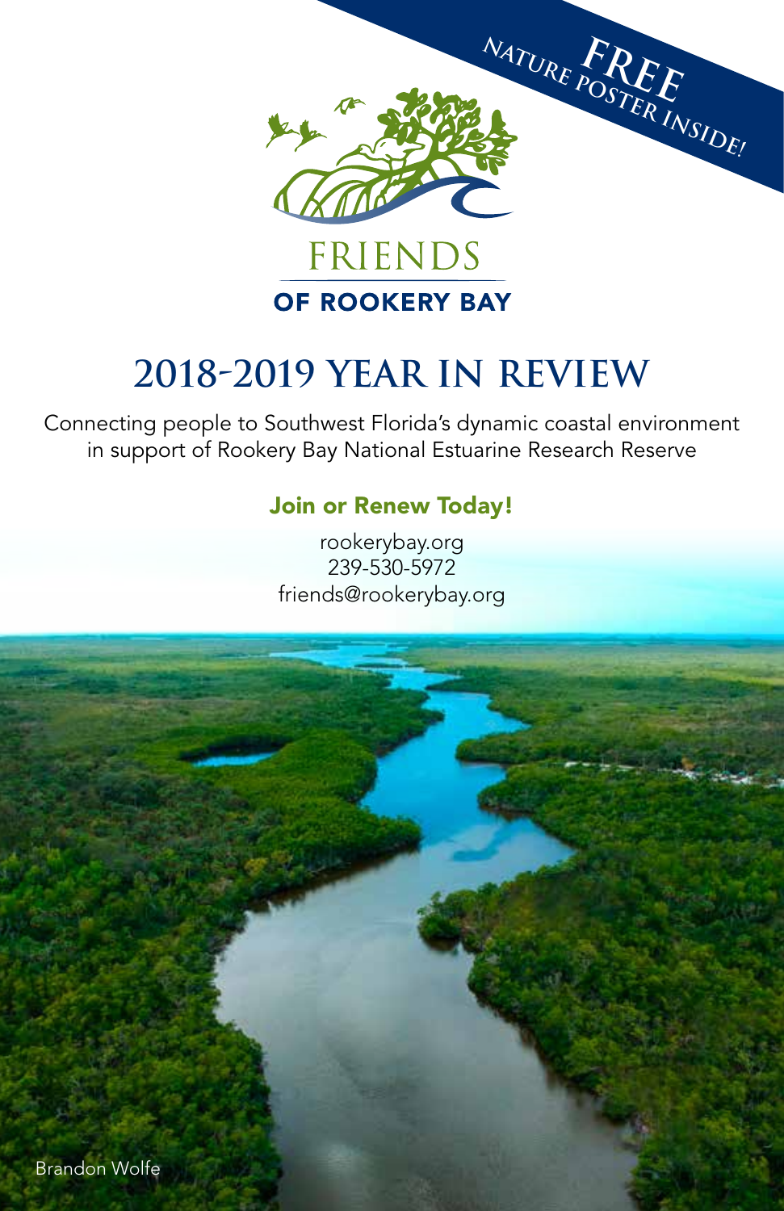**FREE NATURE POSTER INSIDE!**

FRIENDS
OF ROOKERY BAY

# 2018-2019 YEAR IN REVIEW

Connecting people to Southwest Florida's dynamic coastal environment in support of Rookery Bay National Estuarine Research Reserve

## Join or Renew Today!

rookerybay.org
239-530-5972
friends@rookerybay.org

Brandon Wolfe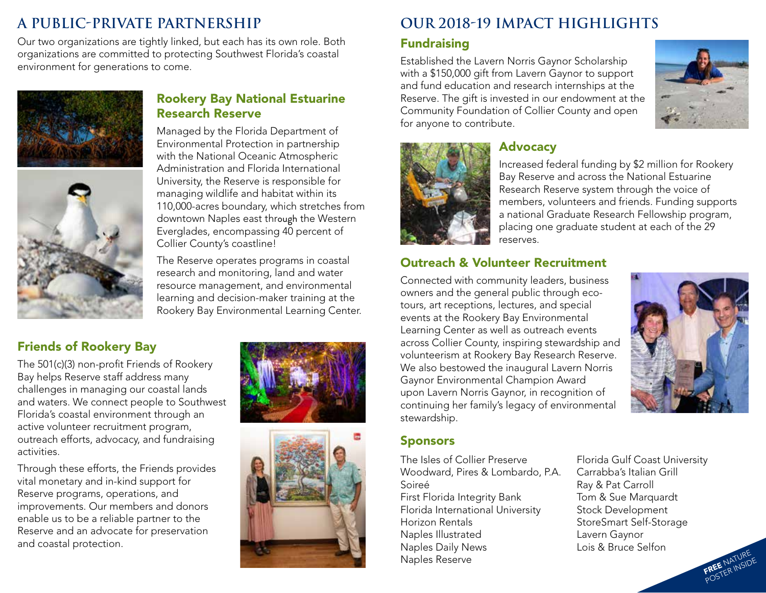## A PUBLIC-PRIVATE PARTNERSHIP

Our two organizations are tightly linked, but each has its own role. Both organizations are committed to protecting Southwest Florida's coastal environment for generations to come.

### Rookery Bay National Estuarine Research Reserve

Managed by the Florida Department of Environmental Protection in partnership with the National Oceanic Atmospheric Administration and Florida International University, the Reserve is responsible for managing wildlife and habitat within its 110,000-acres boundary, which stretches from downtown Naples east through the Western Everglades, encompassing 40 percent of Collier County's coastline!

The Reserve operates programs in coastal research and monitoring, land and water resource management, and environmental learning and decision-maker training at the Rookery Bay Environmental Learning Center.

### Friends of Rookery Bay

The 501(c)(3) non-profit Friends of Rookery Bay helps Reserve staff address many challenges in managing our coastal lands and waters. We connect people to Southwest Florida's coastal environment through an active volunteer recruitment program, outreach efforts, advocacy, and fundraising activities.

Through these efforts, the Friends provides vital monetary and in-kind support for Reserve programs, operations, and improvements. Our members and donors enable us to be a reliable partner to the Reserve and an advocate for preservation and coastal protection.

## OUR 2018-19 IMPACT HIGHLIGHTS

### Fundraising

Established the Lavern Norris Gaynor Scholarship with a $150,000 gift from Lavern Gaynor to support and fund education and research internships at the Reserve. The gift is invested in our endowment at the Community Foundation of Collier County and open for anyone to contribute.

### Advocacy

Increased federal funding by $2 million for Rookery Bay Reserve and across the National Estuarine Research Reserve system through the voice of members, volunteers and friends. Funding supports a national Graduate Research Fellowship program, placing one graduate student at each of the 29 reserves.

### Outreach & Volunteer Recruitment

Connected with community leaders, business owners and the general public through eco-tours, art receptions, lectures, and special events at the Rookery Bay Environmental Learning Center as well as outreach events across Collier County, inspiring stewardship and volunteerism at Rookery Bay Research Reserve. We also bestowed the inaugural Lavern Norris Gaynor Environmental Champion Award upon Lavern Norris Gaynor, in recognition of continuing her family's legacy of environmental stewardship.

### Sponsors

The Isles of Collier Preserve
Woodward, Pires & Lombardo, P.A.
Soireé
First Florida Integrity Bank
Florida International University
Horizon Rentals
Naples Illustrated
Naples Daily News
Naples Reserve
Florida Gulf Coast University
Carrabba's Italian Grill
Ray & Pat Carroll
Tom & Sue Marquardt
Stock Development
StoreSmart Self-Storage
Lavern Gaynor
Lois & Bruce Selfon

**FREE** NATURE POSTER INSIDE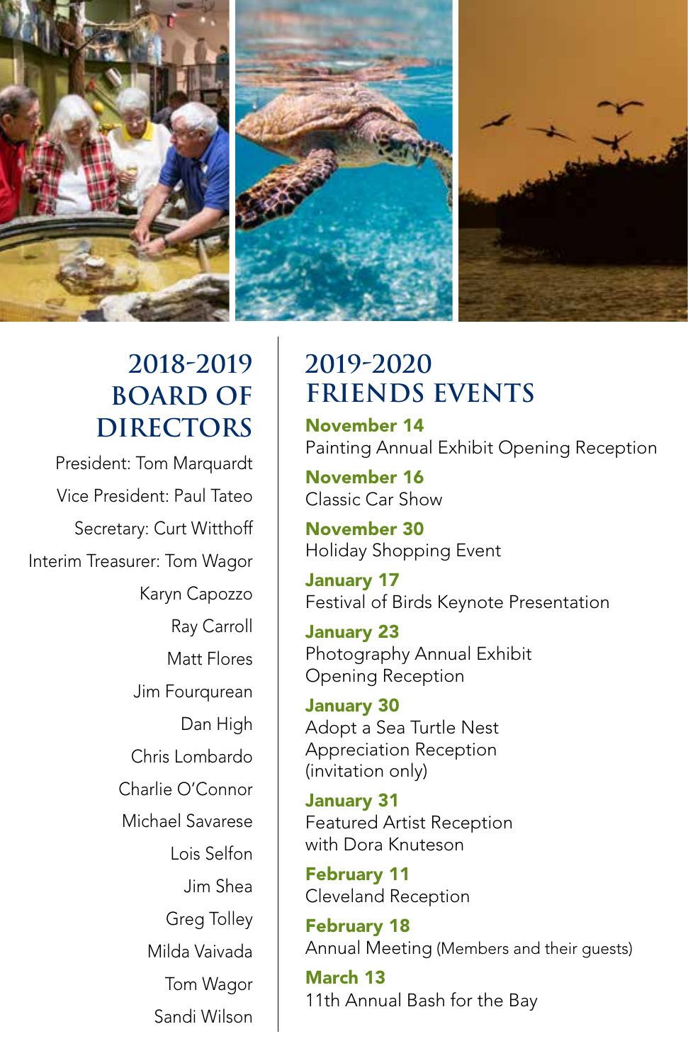## 2018-2019 BOARD OF DIRECTORS

President: Tom Marquardt

Vice President: Paul Tateo

Secretary: Curt Witthoff

Interim Treasurer: Tom Wagor

Karyn Capozzo

Ray Carroll

Matt Flores

Jim Fourqurean

Dan High

Chris Lombardo

Charlie O'Connor

Michael Savarese

Lois Selfon

Jim Shea

Greg Tolley

Milda Vaivada

Tom Wagor

Sandi Wilson

## 2019-2020 FRIENDS EVENTS

**November 14**
Painting Annual Exhibit Opening Reception

**November 16**
Classic Car Show

**November 30**
Holiday Shopping Event

**January 17**
Festival of Birds Keynote Presentation

**January 23**
Photography Annual Exhibit Opening Reception

**January 30**
Adopt a Sea Turtle Nest Appreciation Reception (invitation only)

**January 31**
Featured Artist Reception with Dora Knuteson

**February 11**
Cleveland Reception

**February 18**
Annual Meeting (Members and their guests)

**March 13**
11th Annual Bash for the Bay